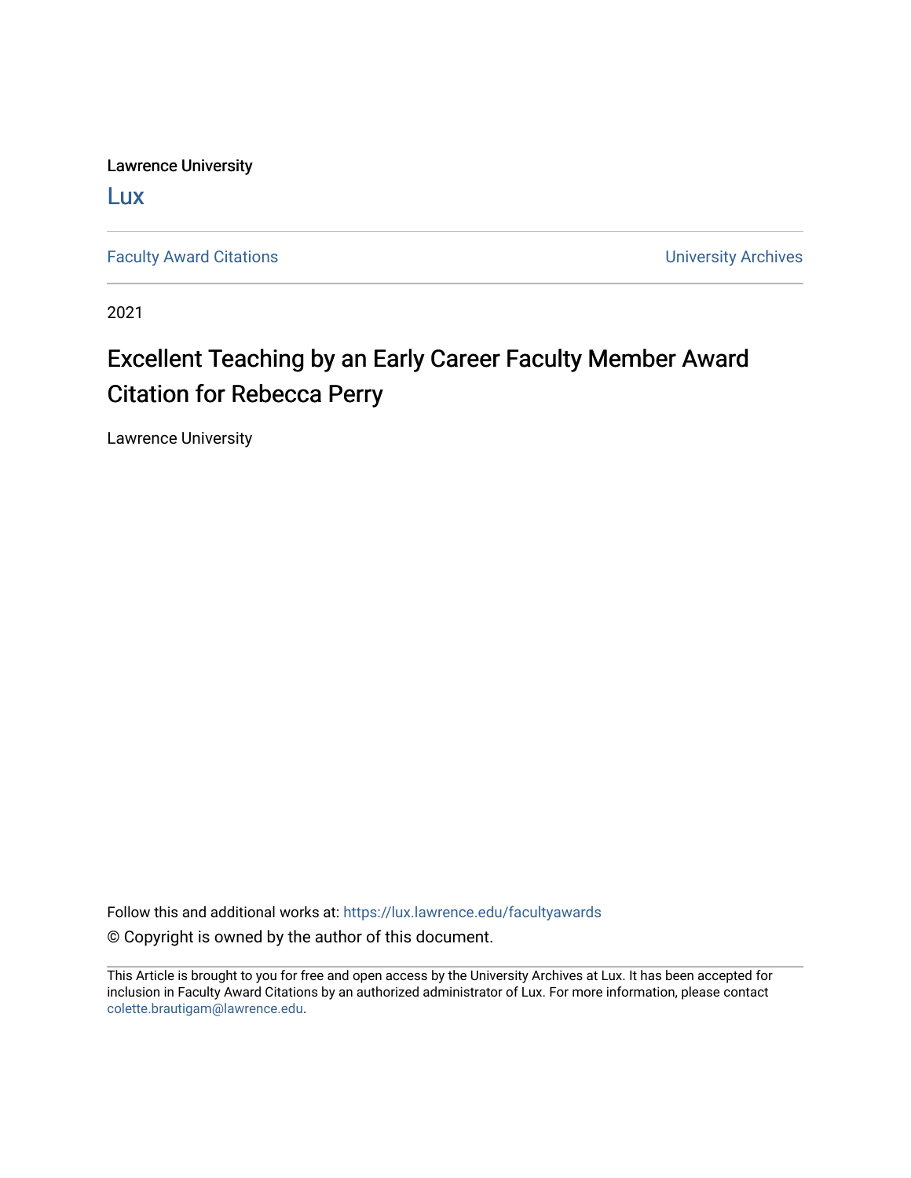Lawrence University

Lux

Faculty Award Citations | University Archives

2021

# Excellent Teaching by an Early Career Faculty Member Award Citation for Rebecca Perry

Lawrence University

Follow this and additional works at: https://lux.lawrence.edu/facultyawards

© Copyright is owned by the author of this document.

This Article is brought to you for free and open access by the University Archives at Lux. It has been accepted for inclusion in Faculty Award Citations by an authorized administrator of Lux. For more information, please contact colette.brautigam@lawrence.edu.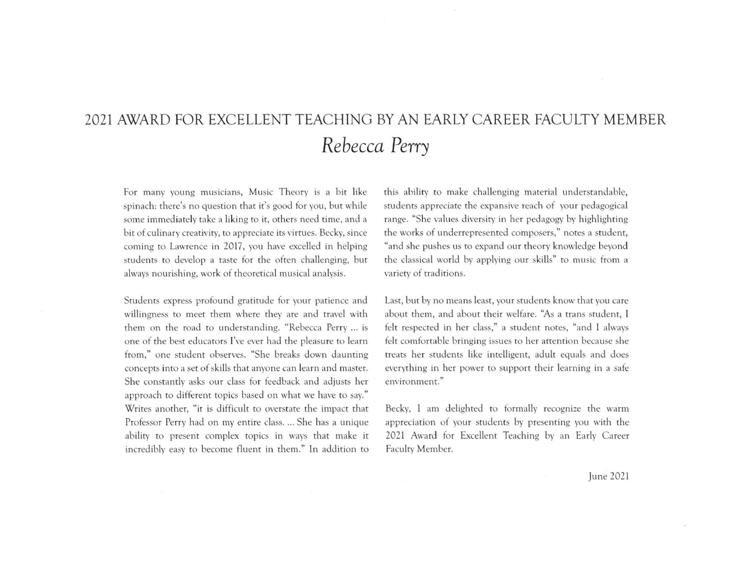# 2021 AWARD FOR EXCELLENT TEACHING BY AN EARLY CAREER FACULTY MEMBER

## *Rebecca Perry*

For many young musicians, Music Theory is a bit like spinach: there's no question that it's good for you, but while some immediately take a liking to it, others need time, and a bit of culinary creativity, to appreciate its virtues. Becky, since coming to Lawrence in 2017, you have excelled in helping students to develop a taste for the often challenging, but always nourishing, work of theoretical musical analysis.

Students express profound gratitude for your patience and willingness to meet them where they are and travel with them on the road to understanding. "Rebecca Perry ... is one of the best educators I've ever had the pleasure to learn from," one student observes. "She breaks down daunting concepts into a set of skills that anyone can learn and master. She constantly asks our class for feedback and adjusts her approach to different topics based on what we have to say." Writes another, "it is difficult to overstate the impact that Professor Perry had on my entire class. ... She has a unique ability to present complex topics in ways that make it incredibly easy to become fluent in them." In addition to this ability to make challenging material understandable, students appreciate the expansive reach of your pedagogical range. "She values diversity in her pedagogy by highlighting the works of underrepresented composers," notes a student, "and she pushes us to expand our theory knowledge beyond the classical world by applying our skills" to music from a variety of traditions.

Last, but by no means least, your students know that you care about them, and about their welfare. "As a trans student, I felt respected in her class," a student notes, "and I always felt comfortable bringing issues to her attention because she treats her students like intelligent, adult equals and does everything in her power to support their learning in a safe environment."

Becky, I am delighted to formally recognize the warm appreciation of your students by presenting you with the 2021 Award for Excellent Teaching by an Early Career Faculty Member.

June 2021